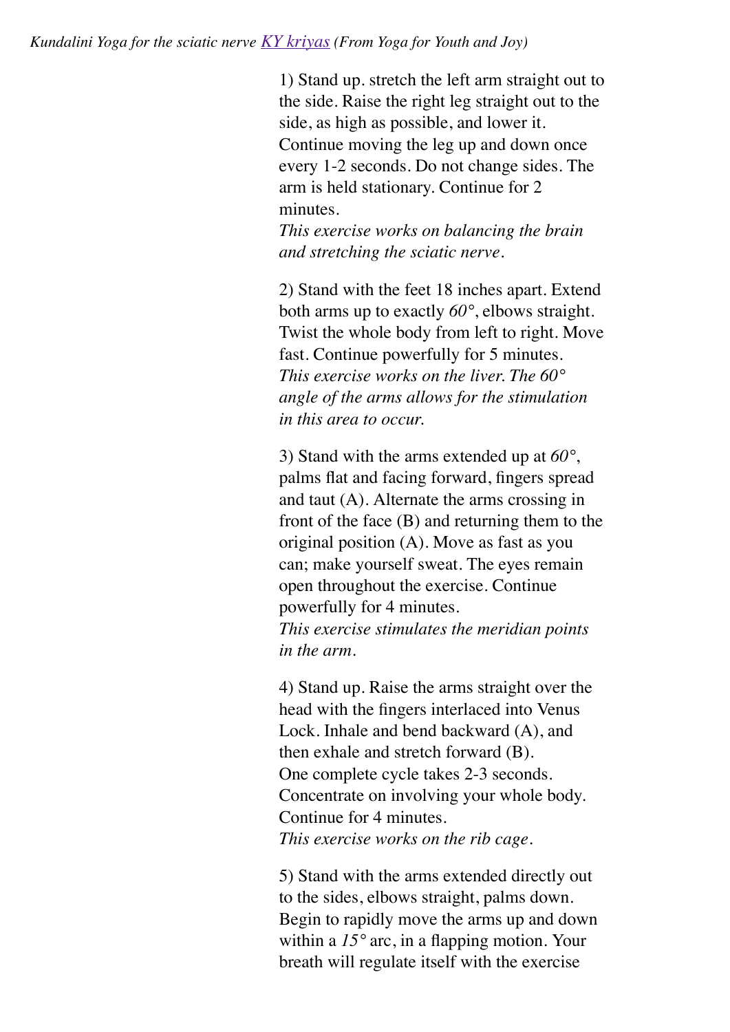*Kundalini Yoga for the sciatic nerve [KY kriyas](#) (From Yoga for Youth and Joy)*

1) Stand up. stretch the left arm straight out to the side. Raise the right leg straight out to the side, as high as possible, and lower it. Continue moving the leg up and down once every 1-2 seconds. Do not change sides. The arm is held stationary. Continue for 2 minutes.
*This exercise works on balancing the brain and stretching the sciatic nerve.*

2) Stand with the feet 18 inches apart. Extend both arms up to exactly *60°*, elbows straight. Twist the whole body from left to right. Move fast. Continue powerfully for 5 minutes.
*This exercise works on the liver. The 60° angle of the arms allows for the stimulation in this area to occur.*

3) Stand with the arms extended up at *60°*, palms flat and facing forward, fingers spread and taut (A). Alternate the arms crossing in front of the face (B) and returning them to the original position (A). Move as fast as you can; make yourself sweat. The eyes remain open throughout the exercise. Continue powerfully for 4 minutes.
*This exercise stimulates the meridian points in the arm.*

4) Stand up. Raise the arms straight over the head with the fingers interlaced into Venus Lock. Inhale and bend backward (A), and then exhale and stretch forward (B).
One complete cycle takes 2-3 seconds. Concentrate on involving your whole body. Continue for 4 minutes.
*This exercise works on the rib cage.*

5) Stand with the arms extended directly out to the sides, elbows straight, palms down. Begin to rapidly move the arms up and down within a *15°* arc, in a flapping motion. Your breath will regulate itself with the exercise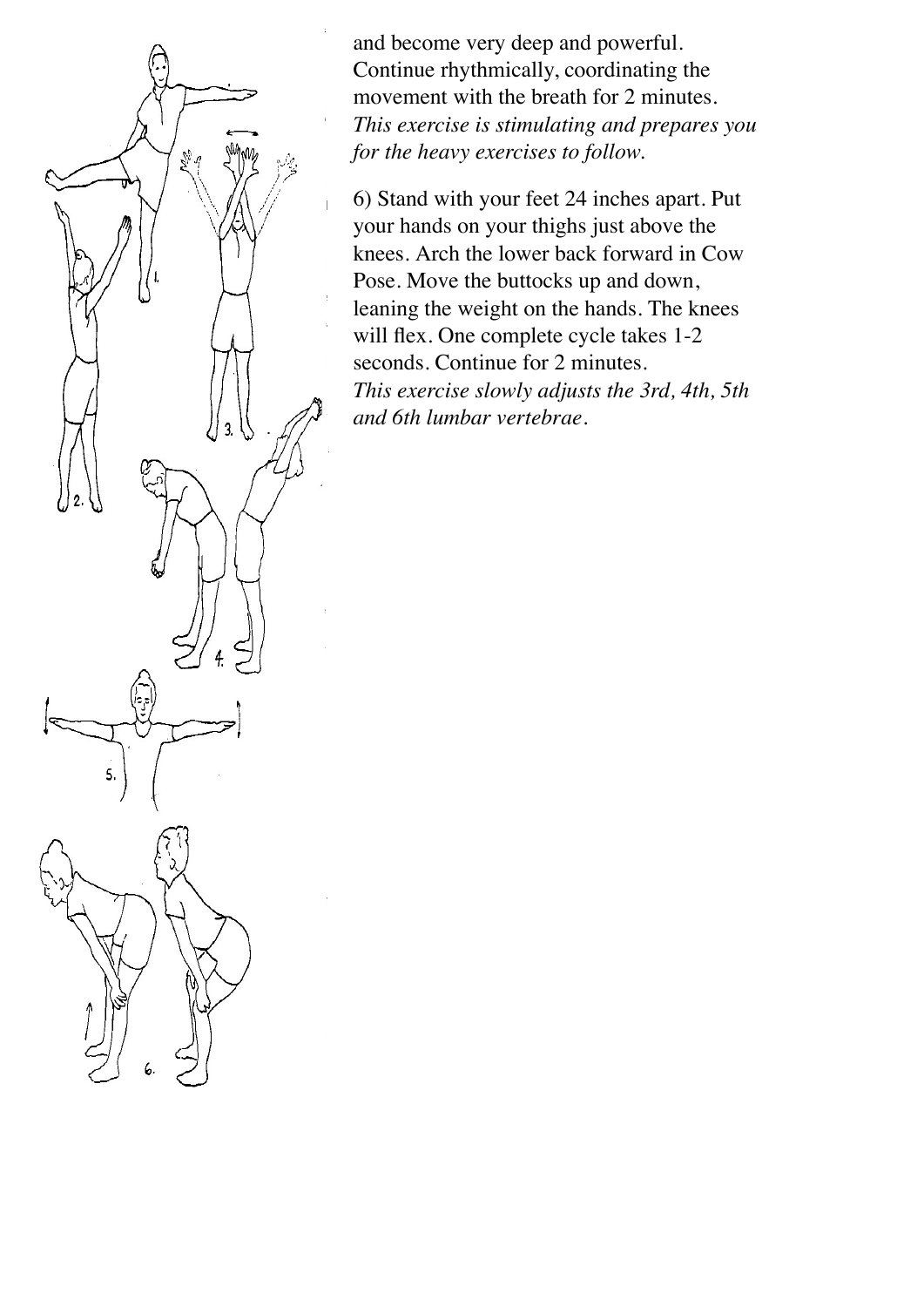and become very deep and powerful. Continue rhythmically, coordinating the movement with the breath for 2 minutes.
*This exercise is stimulating and prepares you for the heavy exercises to follow.*

6) Stand with your feet 24 inches apart. Put your hands on your thighs just above the knees. Arch the lower back forward in Cow Pose. Move the buttocks up and down, leaning the weight on the hands. The knees will flex. One complete cycle takes 1-2 seconds. Continue for 2 minutes.
*This exercise slowly adjusts the 3rd, 4th, 5th and 6th lumbar vertebrae.*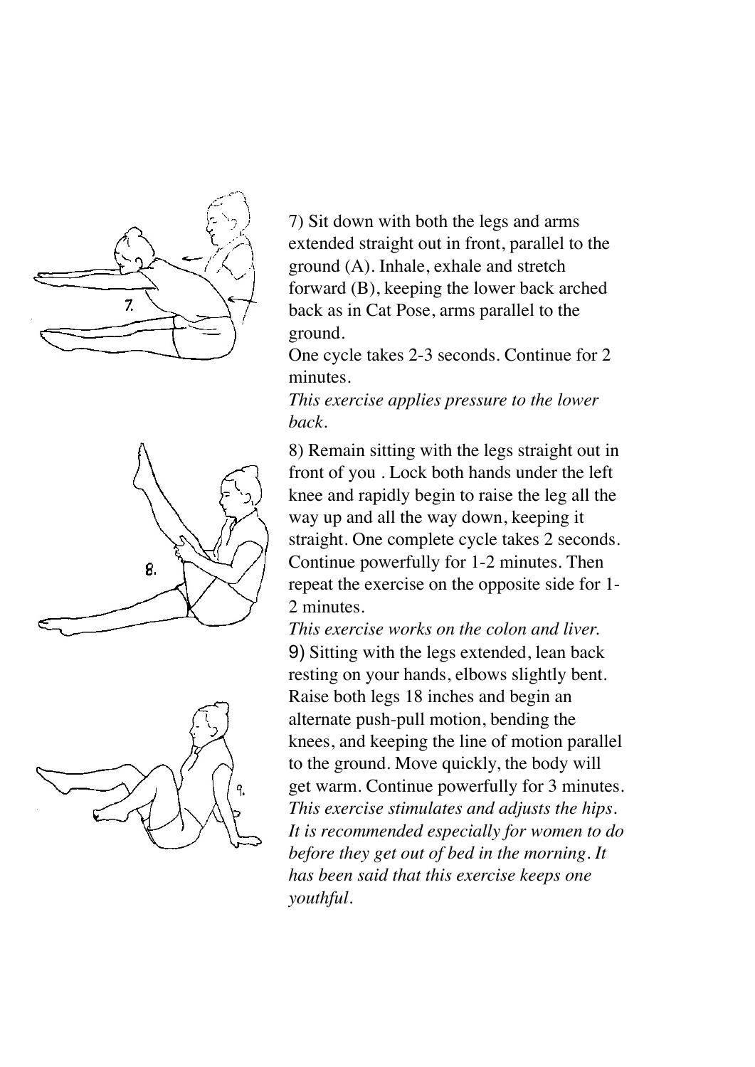7) Sit down with both the legs and arms extended straight out in front, parallel to the ground (A). Inhale, exhale and stretch forward (B), keeping the lower back arched back as in Cat Pose, arms parallel to the ground.
One cycle takes 2-3 seconds. Continue for 2 minutes.
*This exercise applies pressure to the lower back.*

8) Remain sitting with the legs straight out in front of you . Lock both hands under the left knee and rapidly begin to raise the leg all the way up and all the way down, keeping it straight. One complete cycle takes 2 seconds. Continue powerfully for 1-2 minutes. Then repeat the exercise on the opposite side for 1-2 minutes.
*This exercise works on the colon and liver.*

9) Sitting with the legs extended, lean back resting on your hands, elbows slightly bent. Raise both legs 18 inches and begin an alternate push-pull motion, bending the knees, and keeping the line of motion parallel to the ground. Move quickly, the body will get warm. Continue powerfully for 3 minutes.
*This exercise stimulates and adjusts the hips. It is recommended especially for women to do before they get out of bed in the morning. It has been said that this exercise keeps one youthful.*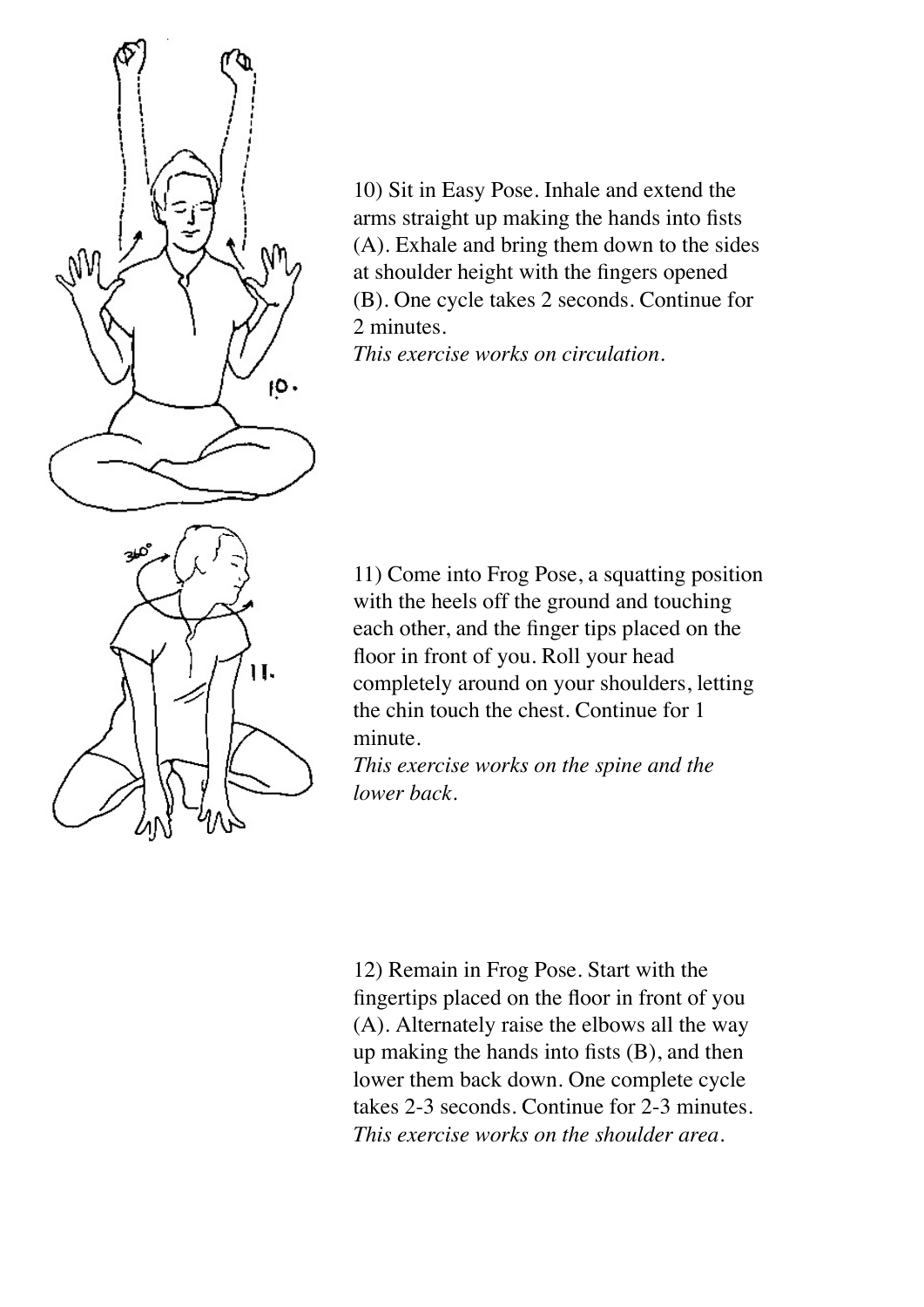10) Sit in Easy Pose. Inhale and extend the arms straight up making the hands into fists (A). Exhale and bring them down to the sides at shoulder height with the fingers opened (B). One cycle takes 2 seconds. Continue for 2 minutes.
*This exercise works on circulation.*

11) Come into Frog Pose, a squatting position with the heels off the ground and touching each other, and the finger tips placed on the floor in front of you. Roll your head completely around on your shoulders, letting the chin touch the chest. Continue for 1 minute.
*This exercise works on the spine and the lower back.*

12) Remain in Frog Pose. Start with the fingertips placed on the floor in front of you (A). Alternately raise the elbows all the way up making the hands into fists (B), and then lower them back down. One complete cycle takes 2-3 seconds. Continue for 2-3 minutes.
*This exercise works on the shoulder area.*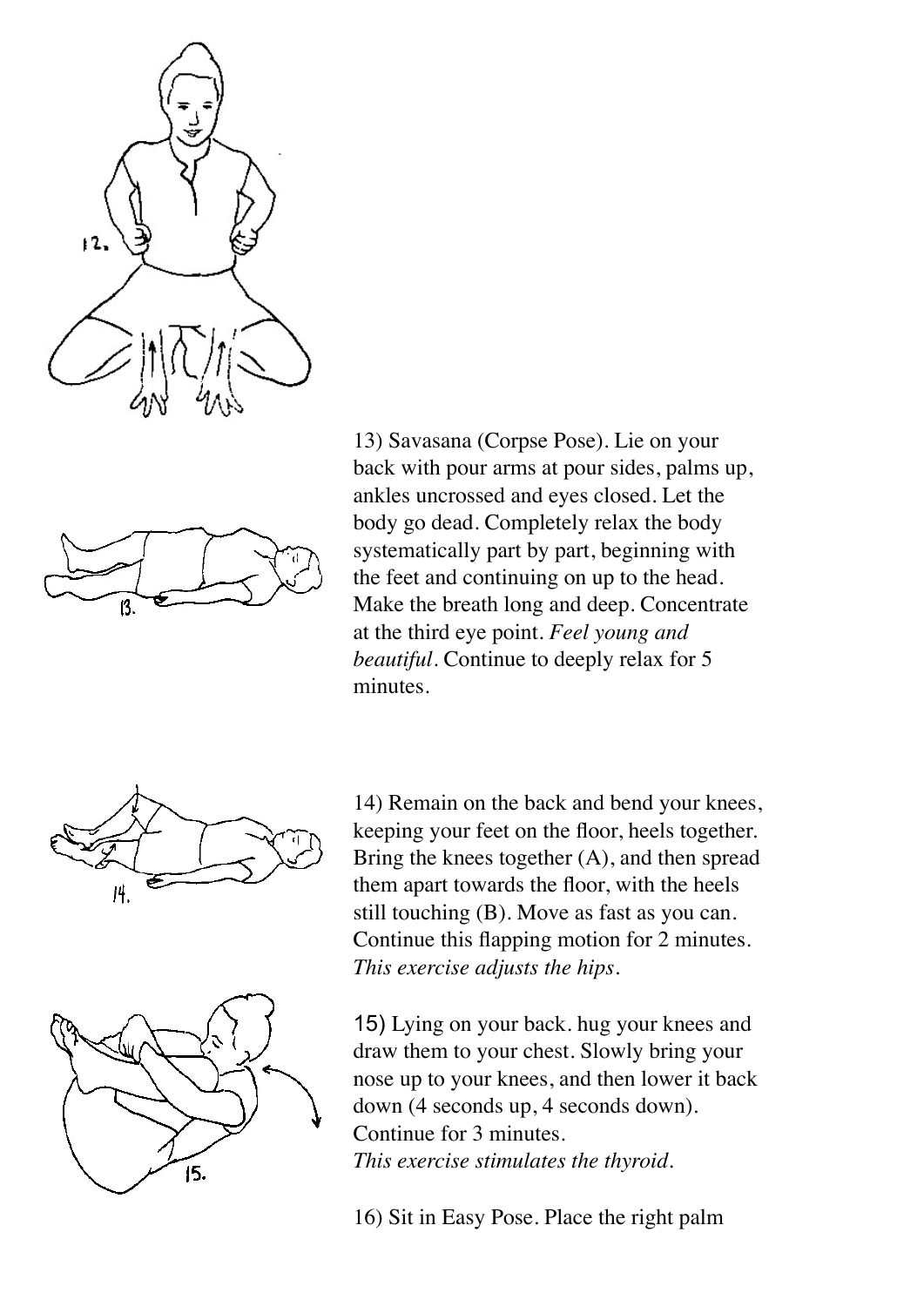13) Savasana (Corpse Pose). Lie on your back with pour arms at pour sides, palms up, ankles uncrossed and eyes closed. Let the body go dead. Completely relax the body systematically part by part, beginning with the feet and continuing on up to the head. Make the breath long and deep. Concentrate at the third eye point. *Feel young and beautiful*. Continue to deeply relax for 5 minutes.

14) Remain on the back and bend your knees, keeping your feet on the floor, heels together. Bring the knees together (A), and then spread them apart towards the floor, with the heels still touching (B). Move as fast as you can. Continue this flapping motion for 2 minutes. *This exercise adjusts the hips.*

15) Lying on your back. hug your knees and draw them to your chest. Slowly bring your nose up to your knees, and then lower it back down (4 seconds up, 4 seconds down). Continue for 3 minutes.
*This exercise stimulates the thyroid.*

16) Sit in Easy Pose. Place the right palm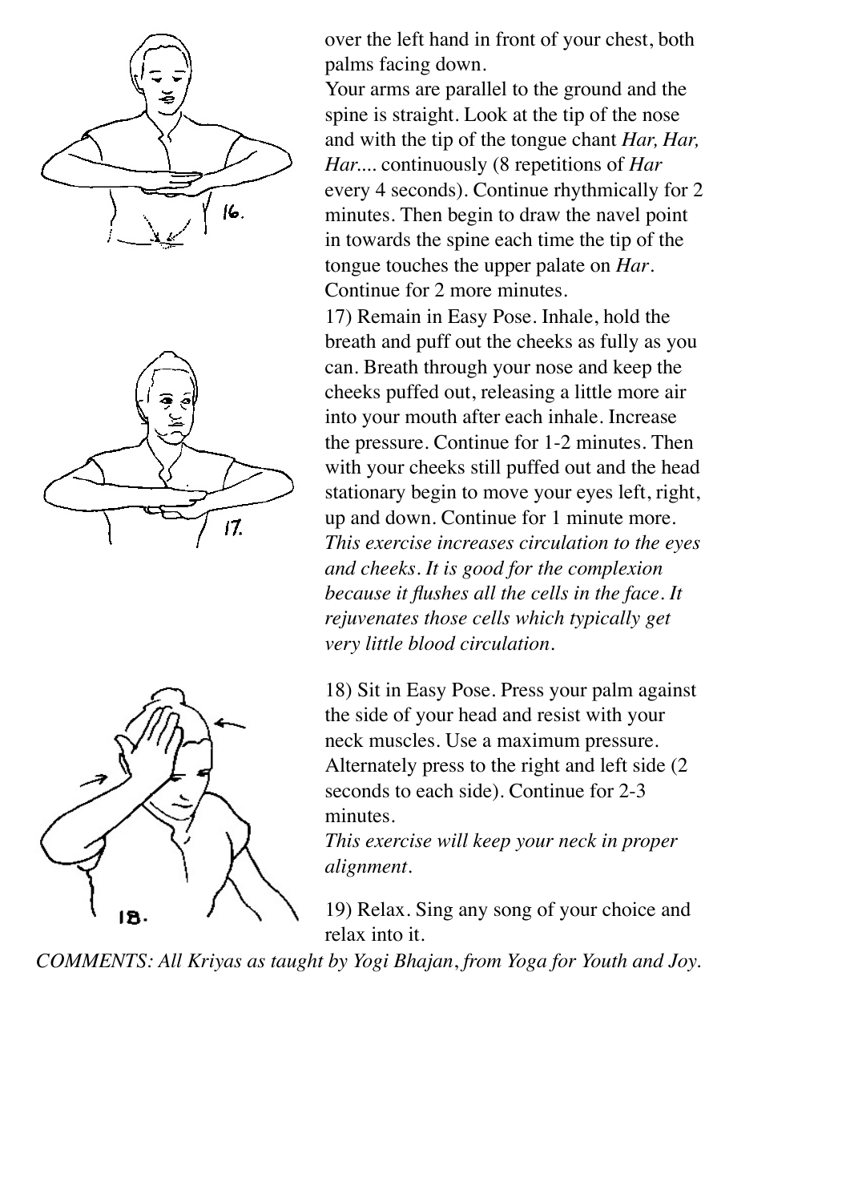over the left hand in front of your chest, both palms facing down.
Your arms are parallel to the ground and the spine is straight. Look at the tip of the nose and with the tip of the tongue chant *Har, Har, Har....* continuously (8 repetitions of *Har* every 4 seconds). Continue rhythmically for 2 minutes. Then begin to draw the navel point in towards the spine each time the tip of the tongue touches the upper palate on *Har*. Continue for 2 more minutes.

17) Remain in Easy Pose. Inhale, hold the breath and puff out the cheeks as fully as you can. Breath through your nose and keep the cheeks puffed out, releasing a little more air into your mouth after each inhale. Increase the pressure. Continue for 1-2 minutes. Then with your cheeks still puffed out and the head stationary begin to move your eyes left, right, up and down. Continue for 1 minute more.
*This exercise increases circulation to the eyes and cheeks. It is good for the complexion because it flushes all the cells in the face. It rejuvenates those cells which typically get very little blood circulation.*

18) Sit in Easy Pose. Press your palm against the side of your head and resist with your neck muscles. Use a maximum pressure. Alternately press to the right and left side (2 seconds to each side). Continue for 2-3 minutes.
*This exercise will keep your neck in proper alignment.*

19) Relax. Sing any song of your choice and relax into it.

*COMMENTS: All Kriyas as taught by Yogi Bhajan, from Yoga for Youth and Joy.*